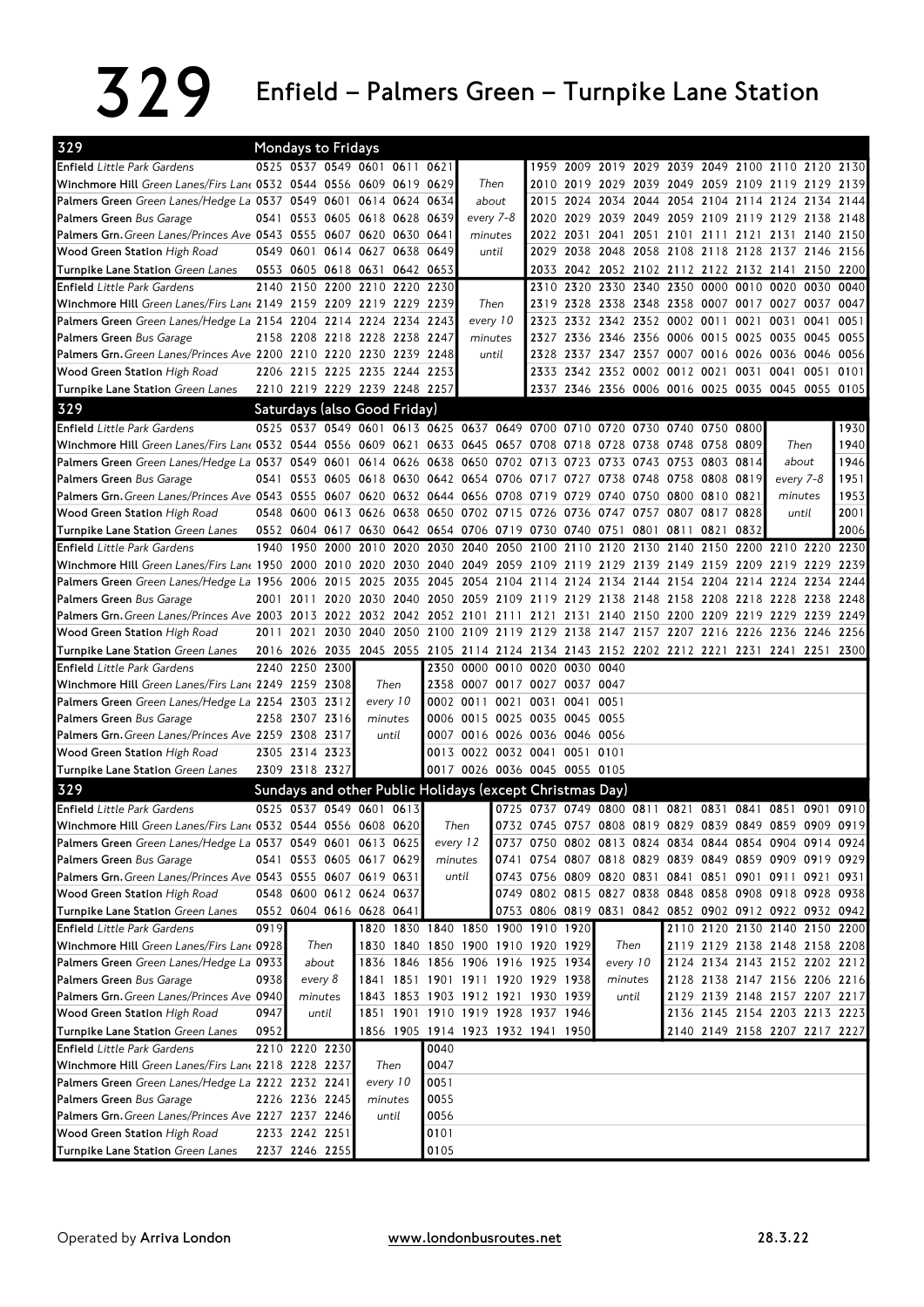# 329 Enfield – Palmers Green – Turnpike Lane Station

## 329 Mondays to Fridays

| Stop | | | | | | | | | | | | | | | | | |
|---|---|---|---|---|---|---|---|---|---|---|---|---|---|---|---|---|---|
| **Enfield** *Little Park Gardens* | 0525 | 0537 | 0549 | 0601 | 0611 | 0621 | | 1959 | 2009 | 2019 | 2029 | 2039 | 2049 | 2100 | 2110 | 2120 | 2130 |
| **Winchmore Hill** *Green Lanes/Firs Lane* | 0532 | 0544 | 0556 | 0609 | 0619 | 0629 | Then | 2010 | 2019 | 2029 | 2039 | 2049 | 2059 | 2109 | 2119 | 2129 | 2139 |
| **Palmers Green** *Green Lanes/Hedge Lane* | 0537 | 0549 | 0601 | 0614 | 0624 | 0634 | about | 2015 | 2024 | 2034 | 2044 | 2054 | 2104 | 2114 | 2124 | 2134 | 2144 |
| **Palmers Green** *Bus Garage* | 0541 | 0553 | 0605 | 0618 | 0628 | 0639 | every 7–8 | 2020 | 2029 | 2039 | 2049 | 2059 | 2109 | 2119 | 2129 | 2138 | 2148 |
| **Palmers Grn.** *Green Lanes/Princes Ave* | 0543 | 0555 | 0607 | 0620 | 0630 | 0641 | minutes | 2022 | 2031 | 2041 | 2051 | 2101 | 2111 | 2121 | 2131 | 2140 | 2150 |
| **Wood Green Station** *High Road* | 0549 | 0601 | 0614 | 0627 | 0638 | 0649 | until | 2029 | 2038 | 2048 | 2058 | 2108 | 2118 | 2128 | 2137 | 2146 | 2156 |
| **Turnpike Lane Station** *Green Lanes* | 0553 | 0605 | 0618 | 0631 | 0642 | 0653 | | 2033 | 2042 | 2052 | 2102 | 2112 | 2122 | 2132 | 2141 | 2150 | 2200 |
| **Enfield** *Little Park Gardens* | 2140 | 2150 | 2200 | 2210 | 2220 | 2230 | | 2310 | 2320 | 2330 | 2340 | 2350 | 0000 | 0010 | 0020 | 0030 | 0040 |
| **Winchmore Hill** *Green Lanes/Firs Lane* | 2149 | 2159 | 2209 | 2219 | 2229 | 2239 | Then | 2319 | 2328 | 2338 | 2348 | 2358 | 0007 | 0017 | 0027 | 0037 | 0047 |
| **Palmers Green** *Green Lanes/Hedge Lane* | 2154 | 2204 | 2214 | 2224 | 2234 | 2243 | every 10 | 2323 | 2332 | 2342 | 2352 | 0002 | 0011 | 0021 | 0031 | 0041 | 0051 |
| **Palmers Green** *Bus Garage* | 2158 | 2208 | 2218 | 2228 | 2238 | 2247 | minutes | 2327 | 2336 | 2346 | 2356 | 0006 | 0015 | 0025 | 0035 | 0045 | 0055 |
| **Palmers Grn.** *Green Lanes/Princes Ave* | 2200 | 2210 | 2220 | 2230 | 2239 | 2248 | until | 2328 | 2337 | 2347 | 2357 | 0007 | 0016 | 0026 | 0036 | 0046 | 0056 |
| **Wood Green Station** *High Road* | 2206 | 2215 | 2225 | 2235 | 2244 | 2253 | | 2333 | 2342 | 2352 | 0002 | 0012 | 0021 | 0031 | 0041 | 0051 | 0101 |
| **Turnpike Lane Station** *Green Lanes* | 2210 | 2219 | 2229 | 2239 | 2248 | 2257 | | 2337 | 2346 | 2356 | 0006 | 0016 | 0025 | 0035 | 0045 | 0055 | 0105 |

## 329 Saturdays (also Good Friday)

| Stop | | | | | | | | | | | | | | | | | | |
|---|---|---|---|---|---|---|---|---|---|---|---|---|---|---|---|---|---|---|
| **Enfield** *Little Park Gardens* | 0525 | 0537 | 0549 | 0601 | 0613 | 0625 | 0637 | 0649 | 0700 | 0710 | 0720 | 0730 | 0740 | 0750 | 0800 | | | 1930 |
| **Winchmore Hill** *Green Lanes/Firs Lane* | 0532 | 0544 | 0556 | 0609 | 0621 | 0633 | 0645 | 0657 | 0708 | 0718 | 0728 | 0738 | 0748 | 0758 | 0809 | Then | | 1940 |
| **Palmers Green** *Green Lanes/Hedge Lane* | 0537 | 0549 | 0601 | 0614 | 0626 | 0638 | 0650 | 0702 | 0713 | 0723 | 0733 | 0743 | 0753 | 0803 | 0814 | about | | 1946 |
| **Palmers Green** *Bus Garage* | 0541 | 0553 | 0605 | 0618 | 0630 | 0642 | 0654 | 0706 | 0717 | 0727 | 0738 | 0748 | 0758 | 0808 | 0819 | every 7–8 | | 1951 |
| **Palmers Grn.** *Green Lanes/Princes Ave* | 0543 | 0555 | 0607 | 0620 | 0632 | 0644 | 0656 | 0708 | 0719 | 0729 | 0740 | 0750 | 0800 | 0810 | 0821 | minutes | | 1953 |
| **Wood Green Station** *High Road* | 0548 | 0600 | 0613 | 0626 | 0638 | 0650 | 0702 | 0715 | 0726 | 0736 | 0747 | 0757 | 0807 | 0817 | 0828 | until | | 2001 |
| **Turnpike Lane Station** *Green Lanes* | 0552 | 0604 | 0617 | 0630 | 0642 | 0654 | 0706 | 0719 | 0730 | 0740 | 0751 | 0801 | 0811 | 0821 | 0832 | | | 2006 |
| **Enfield** *Little Park Gardens* | 1940 | 1950 | 2000 | 2010 | 2020 | 2030 | 2040 | 2050 | 2100 | 2110 | 2120 | 2130 | 2140 | 2150 | 2200 | 2210 | 2220 | 2230 |
| **Winchmore Hill** *Green Lanes/Firs Lane* | 1950 | 2000 | 2010 | 2020 | 2030 | 2040 | 2049 | 2059 | 2109 | 2119 | 2129 | 2139 | 2149 | 2159 | 2209 | 2219 | 2229 | 2239 |
| **Palmers Green** *Green Lanes/Hedge Lane* | 1956 | 2006 | 2015 | 2025 | 2035 | 2045 | 2054 | 2104 | 2114 | 2124 | 2134 | 2144 | 2154 | 2204 | 2214 | 2224 | 2234 | 2244 |
| **Palmers Green** *Bus Garage* | 2001 | 2011 | 2020 | 2030 | 2040 | 2050 | 2059 | 2109 | 2119 | 2129 | 2138 | 2148 | 2158 | 2208 | 2218 | 2228 | 2238 | 2248 |
| **Palmers Grn.** *Green Lanes/Princes Ave* | 2003 | 2013 | 2022 | 2032 | 2042 | 2052 | 2101 | 2111 | 2121 | 2131 | 2140 | 2150 | 2200 | 2209 | 2219 | 2229 | 2239 | 2249 |
| **Wood Green Station** *High Road* | 2011 | 2021 | 2030 | 2040 | 2050 | 2100 | 2109 | 2119 | 2129 | 2138 | 2147 | 2157 | 2207 | 2216 | 2226 | 2236 | 2246 | 2256 |
| **Turnpike Lane Station** *Green Lanes* | 2016 | 2026 | 2035 | 2045 | 2055 | 2105 | 2114 | 2124 | 2134 | 2143 | 2152 | 2202 | 2212 | 2221 | 2231 | 2241 | 2251 | 2300 |

| Stop | | | | | | | | | | | |
|---|---|---|---|---|---|---|---|---|---|---|---|
| **Enfield** *Little Park Gardens* | 2240 | 2250 | 2300 | | 2350 | 0000 | 0010 | 0020 | 0030 | 0040 |
| **Winchmore Hill** *Green Lanes/Firs Lane* | 2249 | 2259 | 2308 | Then | 2358 | 0007 | 0017 | 0027 | 0037 | 0047 |
| **Palmers Green** *Green Lanes/Hedge Lane* | 2254 | 2303 | 2312 | every 10 | 0002 | 0011 | 0021 | 0031 | 0041 | 0051 |
| **Palmers Green** *Bus Garage* | 2258 | 2307 | 2316 | minutes | 0006 | 0015 | 0025 | 0035 | 0045 | 0055 |
| **Palmers Grn.** *Green Lanes/Princes Ave* | 2259 | 2308 | 2317 | until | 0007 | 0016 | 0026 | 0036 | 0046 | 0056 |
| **Wood Green Station** *High Road* | 2305 | 2314 | 2323 | | 0013 | 0022 | 0032 | 0041 | 0051 | 0101 |
| **Turnpike Lane Station** *Green Lanes* | 2309 | 2318 | 2327 | | 0017 | 0026 | 0036 | 0045 | 0055 | 0105 |

## 329 Sundays and other Public Holidays (except Christmas Day)

| Stop | | | | | | | | | | | | | | | | | |
|---|---|---|---|---|---|---|---|---|---|---|---|---|---|---|---|---|---|
| **Enfield** *Little Park Gardens* | 0525 | 0537 | 0549 | 0601 | 0613 | | 0725 | 0737 | 0749 | 0800 | 0811 | 0821 | 0831 | 0841 | 0851 | 0901 | 0910 |
| **Winchmore Hill** *Green Lanes/Firs Lane* | 0532 | 0544 | 0556 | 0608 | 0620 | Then | 0732 | 0745 | 0757 | 0808 | 0819 | 0829 | 0839 | 0849 | 0859 | 0909 | 0919 |
| **Palmers Green** *Green Lanes/Hedge Lane* | 0537 | 0549 | 0601 | 0613 | 0625 | every 12 | 0737 | 0750 | 0802 | 0813 | 0824 | 0834 | 0844 | 0854 | 0904 | 0914 | 0924 |
| **Palmers Green** *Bus Garage* | 0541 | 0553 | 0605 | 0617 | 0629 | minutes | 0741 | 0754 | 0807 | 0818 | 0829 | 0839 | 0849 | 0859 | 0909 | 0919 | 0929 |
| **Palmers Grn.** *Green Lanes/Princes Ave* | 0543 | 0555 | 0607 | 0619 | 0631 | until | 0743 | 0756 | 0809 | 0820 | 0831 | 0841 | 0851 | 0901 | 0911 | 0921 | 0931 |
| **Wood Green Station** *High Road* | 0548 | 0600 | 0612 | 0624 | 0637 | | 0749 | 0802 | 0815 | 0827 | 0838 | 0848 | 0858 | 0908 | 0918 | 0928 | 0938 |
| **Turnpike Lane Station** *Green Lanes* | 0552 | 0604 | 0616 | 0628 | 0641 | | 0753 | 0806 | 0819 | 0831 | 0842 | 0852 | 0902 | 0912 | 0922 | 0932 | 0942 |

| Stop | | | | | | | | | | | | | | | | |
|---|---|---|---|---|---|---|---|---|---|---|---|---|---|---|---|---|
| **Enfield** *Little Park Gardens* | 0919 | | 1820 | 1830 | 1840 | 1850 | 1900 | 1910 | 1920 | | 2110 | 2120 | 2130 | 2140 | 2150 | 2200 |
| **Winchmore Hill** *Green Lanes/Firs Lane* | 0928 | Then | 1830 | 1840 | 1850 | 1900 | 1910 | 1920 | 1929 | Then | 2119 | 2129 | 2138 | 2148 | 2158 | 2208 |
| **Palmers Green** *Green Lanes/Hedge Lane* | 0933 | about | 1836 | 1846 | 1856 | 1906 | 1916 | 1925 | 1934 | every 10 | 2124 | 2134 | 2143 | 2152 | 2202 | 2212 |
| **Palmers Green** *Bus Garage* | 0938 | every 8 | 1841 | 1851 | 1901 | 1911 | 1920 | 1929 | 1938 | minutes | 2128 | 2138 | 2147 | 2156 | 2206 | 2216 |
| **Palmers Grn.** *Green Lanes/Princes Ave* | 0940 | minutes | 1843 | 1853 | 1903 | 1912 | 1921 | 1930 | 1939 | until | 2129 | 2139 | 2148 | 2157 | 2207 | 2217 |
| **Wood Green Station** *High Road* | 0947 | until | 1851 | 1901 | 1910 | 1919 | 1928 | 1937 | 1946 | | 2136 | 2145 | 2154 | 2203 | 2213 | 2223 |
| **Turnpike Lane Station** *Green Lanes* | 0952 | | 1856 | 1905 | 1914 | 1923 | 1932 | 1941 | 1950 | | 2140 | 2149 | 2158 | 2207 | 2217 | 2227 |

| Stop | | | | | |
|---|---|---|---|---|---|
| **Enfield** *Little Park Gardens* | 2210 | 2220 | 2230 | | 0040 |
| **Winchmore Hill** *Green Lanes/Firs Lane* | 2218 | 2228 | 2237 | Then | 0047 |
| **Palmers Green** *Green Lanes/Hedge Lane* | 2222 | 2232 | 2241 | every 10 | 0051 |
| **Palmers Green** *Bus Garage* | 2226 | 2236 | 2245 | minutes | 0055 |
| **Palmers Grn.** *Green Lanes/Princes Ave* | 2227 | 2237 | 2246 | until | 0056 |
| **Wood Green Station** *High Road* | 2233 | 2242 | 2251 | | 0101 |
| **Turnpike Lane Station** *Green Lanes* | 2237 | 2246 | 2255 | | 0105 |

Operated by **Arriva London** www.londonbusroutes.net 28.3.22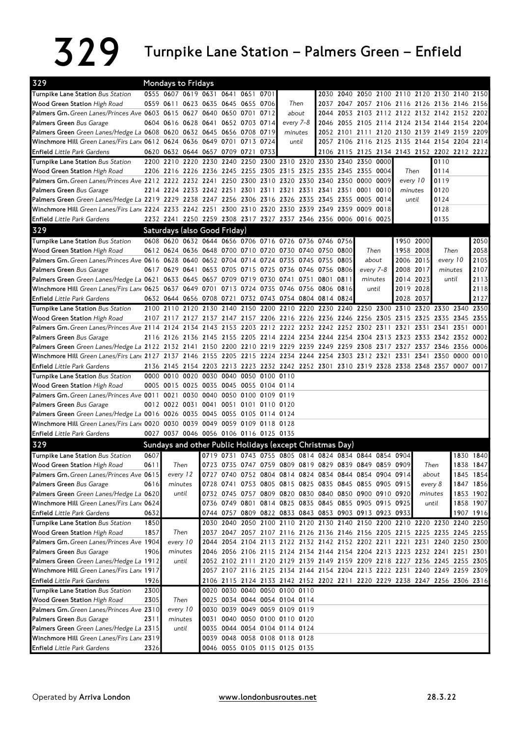# 329 Turnpike Lane Station – Palmers Green – Enfield

## 329 Mondays to Fridays

| | | | | | | | | | | | | | | | | | |
|---|---|---|---|---|---|---|---|---|---|---|---|---|---|---|---|---|---|
| **Turnpike Lane Station** Bus Station | 0555 | 0607 | 0619 | 0631 | 0641 | 0651 | 0701 | | 2030 | 2040 | 2050 | 2100 | 2110 | 2120 | 2130 | 2140 | 2150 |
| **Wood Green Station** High Road | 0559 | 0611 | 0623 | 0635 | 0645 | 0655 | 0706 | Then | 2037 | 2047 | 2057 | 2106 | 2116 | 2126 | 2136 | 2146 | 2156 |
| **Palmers Grn.** Green Lanes/Princes Ave | 0603 | 0615 | 0627 | 0640 | 0650 | 0701 | 0712 | about | 2044 | 2053 | 2103 | 2112 | 2122 | 2132 | 2142 | 2152 | 2202 |
| **Palmers Green** Bus Garage | 0604 | 0616 | 0628 | 0641 | 0652 | 0703 | 0714 | every 7-8 | 2046 | 2055 | 2105 | 2114 | 2124 | 2134 | 2144 | 2154 | 2204 |
| **Palmers Green** Green Lanes/Hedge La | 0608 | 0620 | 0632 | 0645 | 0656 | 0708 | 0719 | minutes | 2052 | 2101 | 2111 | 2120 | 2130 | 2139 | 2149 | 2159 | 2209 |
| **Winchmore Hill** Green Lanes/Firs Lane | 0612 | 0624 | 0636 | 0649 | 0701 | 0713 | 0724 | until | 2057 | 2106 | 2116 | 2125 | 2135 | 2144 | 2154 | 2204 | 2214 |
| **Enfield** Little Park Gardens | 0620 | 0632 | 0644 | 0657 | 0709 | 0721 | 0733 | | 2106 | 2115 | 2125 | 2134 | 2143 | 2152 | 2202 | 2212 | 2222 |

| | | | | | | | | | | | | | | | |
|---|---|---|---|---|---|---|---|---|---|---|---|---|---|---|---|
| **Turnpike Lane Station** Bus Station | 2200 | 2210 | 2220 | 2230 | 2240 | 2250 | 2300 | 2310 | 2320 | 2330 | 2340 | 2350 | 0000 | | 0110 |
| **Wood Green Station** High Road | 2206 | 2216 | 2226 | 2236 | 2245 | 2255 | 2305 | 2315 | 2325 | 2335 | 2345 | 2355 | 0004 | Then | 0114 |
| **Palmers Grn.** Green Lanes/Princes Ave | 2212 | 2222 | 2232 | 2241 | 2250 | 2300 | 2310 | 2320 | 2330 | 2340 | 2350 | 0000 | 0009 | every 10 | 0119 |
| **Palmers Green** Bus Garage | 2214 | 2224 | 2233 | 2242 | 2251 | 2301 | 2311 | 2321 | 2331 | 2341 | 2351 | 0001 | 0010 | minutes | 0120 |
| **Palmers Green** Green Lanes/Hedge La | 2219 | 2229 | 2238 | 2247 | 2256 | 2306 | 2316 | 2326 | 2335 | 2345 | 2355 | 0005 | 0014 | until | 0124 |
| **Winchmore Hill** Green Lanes/Firs Lane | 2224 | 2233 | 2242 | 2251 | 2300 | 2310 | 2320 | 2330 | 2339 | 2349 | 2359 | 0009 | 0018 | | 0128 |
| **Enfield** Little Park Gardens | 2232 | 2241 | 2250 | 2259 | 2308 | 2317 | 2327 | 2337 | 2346 | 2356 | 0006 | 0016 | 0025 | | 0135 |

## 329 Saturdays (also Good Friday)

| | | | | | | | | | | | | | | | | |
|---|---|---|---|---|---|---|---|---|---|---|---|---|---|---|---|---|
| **Turnpike Lane Station** Bus Station | 0608 | 0620 | 0632 | 0644 | 0656 | 0706 | 0716 | 0726 | 0736 | 0746 | 0756 | | 1950 | 2000 | | 2050 |
| **Wood Green Station** High Road | 0612 | 0624 | 0636 | 0648 | 0700 | 0710 | 0720 | 0730 | 0740 | 0750 | 0800 | Then | 1958 | 2008 | Then | 2058 |
| **Palmers Grn.** Green Lanes/Princes Ave | 0616 | 0628 | 0640 | 0652 | 0704 | 0714 | 0724 | 0735 | 0745 | 0755 | 0805 | about | 2006 | 2015 | every 10 | 2105 |
| **Palmers Green** Bus Garage | 0617 | 0629 | 0641 | 0653 | 0705 | 0715 | 0725 | 0736 | 0746 | 0756 | 0806 | every 7-8 | 2008 | 2017 | minutes | 2107 |
| **Palmers Green** Green Lanes/Hedge La | 0621 | 0633 | 0645 | 0657 | 0709 | 0719 | 0730 | 0741 | 0751 | 0801 | 0811 | minutes | 2014 | 2023 | until | 2113 |
| **Winchmore Hill** Green Lanes/Firs Lane | 0625 | 0637 | 0649 | 0701 | 0713 | 0724 | 0735 | 0746 | 0756 | 0806 | 0816 | until | 2019 | 2028 | | 2118 |
| **Enfield** Little Park Gardens | 0632 | 0644 | 0656 | 0708 | 0721 | 0732 | 0743 | 0754 | 0804 | 0814 | 0824 | | 2028 | 2037 | | 2127 |

| | | | | | | | | | | | | | | | | | | |
|---|---|---|---|---|---|---|---|---|---|---|---|---|---|---|---|---|---|---|
| **Turnpike Lane Station** Bus Station | 2100 | 2110 | 2120 | 2130 | 2140 | 2150 | 2200 | 2210 | 2220 | 2230 | 2240 | 2250 | 2300 | 2310 | 2320 | 2330 | 2340 | 2350 |
| **Wood Green Station** High Road | 2107 | 2117 | 2127 | 2137 | 2147 | 2157 | 2206 | 2216 | 2226 | 2236 | 2246 | 2256 | 2305 | 2315 | 2325 | 2335 | 2345 | 2355 |
| **Palmers Grn.** Green Lanes/Princes Ave | 2114 | 2124 | 2134 | 2143 | 2153 | 2203 | 2212 | 2222 | 2232 | 2242 | 2252 | 2302 | 2311 | 2321 | 2331 | 2341 | 2351 | 0001 |
| **Palmers Green** Bus Garage | 2116 | 2126 | 2136 | 2145 | 2155 | 2205 | 2214 | 2224 | 2234 | 2244 | 2254 | 2304 | 2313 | 2323 | 2333 | 2342 | 2352 | 0002 |
| **Palmers Green** Green Lanes/Hedge La | 2122 | 2132 | 2141 | 2150 | 2200 | 2210 | 2219 | 2229 | 2239 | 2249 | 2259 | 2308 | 2317 | 2327 | 2337 | 2346 | 2356 | 0006 |
| **Winchmore Hill** Green Lanes/Firs Lane | 2127 | 2137 | 2146 | 2155 | 2205 | 2215 | 2224 | 2234 | 2244 | 2254 | 2303 | 2312 | 2321 | 2331 | 2341 | 2350 | 0000 | 0010 |
| **Enfield** Little Park Gardens | 2136 | 2145 | 2154 | 2203 | 2213 | 2223 | 2232 | 2242 | 2252 | 2301 | 2310 | 2319 | 2328 | 2338 | 2348 | 2357 | 0007 | 0017 |

| | | | | | | | | |
|---|---|---|---|---|---|---|---|---|
| **Turnpike Lane Station** Bus Station | 0000 | 0010 | 0020 | 0030 | 0040 | 0050 | 0100 | 0110 |
| **Wood Green Station** High Road | 0005 | 0015 | 0025 | 0035 | 0045 | 0055 | 0104 | 0114 |
| **Palmers Grn.** Green Lanes/Princes Ave | 0011 | 0021 | 0030 | 0040 | 0050 | 0100 | 0109 | 0119 |
| **Palmers Green** Bus Garage | 0012 | 0022 | 0031 | 0041 | 0051 | 0101 | 0110 | 0120 |
| **Palmers Green** Green Lanes/Hedge La | 0016 | 0026 | 0035 | 0045 | 0055 | 0105 | 0114 | 0124 |
| **Winchmore Hill** Green Lanes/Firs Lane | 0020 | 0030 | 0039 | 0049 | 0059 | 0109 | 0118 | 0128 |
| **Enfield** Little Park Gardens | 0027 | 0037 | 0046 | 0056 | 0106 | 0116 | 0125 | 0135 |

## 329 Sundays and other Public Holidays (except Christmas Day)

| | | | | | | | | | | | | | | | | |
|---|---|---|---|---|---|---|---|---|---|---|---|---|---|---|---|---|
| **Turnpike Lane Station** Bus Station | 0607 | | 0719 | 0731 | 0743 | 0755 | 0805 | 0814 | 0824 | 0834 | 0844 | 0854 | 0904 | | 1830 | 1840 |
| **Wood Green Station** High Road | 0611 | Then | 0723 | 0735 | 0747 | 0759 | 0809 | 0819 | 0829 | 0839 | 0849 | 0859 | 0909 | Then | 1838 | 1847 |
| **Palmers Grn.** Green Lanes/Princes Ave | 0615 | every 12 | 0727 | 0740 | 0752 | 0804 | 0814 | 0824 | 0834 | 0844 | 0854 | 0904 | 0914 | about | 1845 | 1854 |
| **Palmers Green** Bus Garage | 0616 | minutes | 0728 | 0741 | 0753 | 0805 | 0815 | 0825 | 0835 | 0845 | 0855 | 0905 | 0915 | every 8 | 1847 | 1856 |
| **Palmers Green** Green Lanes/Hedge La | 0620 | until | 0732 | 0745 | 0757 | 0809 | 0820 | 0830 | 0840 | 0850 | 0900 | 0910 | 0920 | minutes | 1853 | 1902 |
| **Winchmore Hill** Green Lanes/Firs Lane | 0624 | | 0736 | 0749 | 0801 | 0814 | 0825 | 0835 | 0845 | 0855 | 0905 | 0915 | 0925 | until | 1858 | 1907 |
| **Enfield** Little Park Gardens | 0632 | | 0744 | 0757 | 0809 | 0822 | 0833 | 0843 | 0853 | 0903 | 0913 | 0923 | 0933 | | 1907 | 1916 |

| | | | | | | | | | | | | | | | | | |
|---|---|---|---|---|---|---|---|---|---|---|---|---|---|---|---|---|---|
| **Turnpike Lane Station** Bus Station | 1850 | | 2030 | 2040 | 2050 | 2100 | 2110 | 2120 | 2130 | 2140 | 2150 | 2200 | 2210 | 2220 | 2230 | 2240 | 2250 |
| **Wood Green Station** High Road | 1857 | Then | 2037 | 2047 | 2057 | 2107 | 2116 | 2126 | 2136 | 2146 | 2156 | 2205 | 2215 | 2225 | 2235 | 2245 | 2255 |
| **Palmers Grn.** Green Lanes/Princes Ave | 1904 | every 10 | 2044 | 2054 | 2104 | 2113 | 2122 | 2132 | 2142 | 2152 | 2202 | 2211 | 2221 | 2231 | 2240 | 2250 | 2300 |
| **Palmers Green** Bus Garage | 1906 | minutes | 2046 | 2056 | 2106 | 2115 | 2124 | 2134 | 2144 | 2154 | 2204 | 2213 | 2223 | 2232 | 2241 | 2251 | 2301 |
| **Palmers Green** Green Lanes/Hedge La | 1912 | until | 2052 | 2102 | 2111 | 2120 | 2129 | 2139 | 2149 | 2159 | 2209 | 2218 | 2227 | 2236 | 2245 | 2255 | 2305 |
| **Winchmore Hill** Green Lanes/Firs Lane | 1917 | | 2057 | 2107 | 2116 | 2125 | 2134 | 2144 | 2154 | 2204 | 2213 | 2222 | 2231 | 2240 | 2249 | 2259 | 2309 |
| **Enfield** Little Park Gardens | 1926 | | 2106 | 2115 | 2124 | 2133 | 2142 | 2152 | 2202 | 2211 | 2220 | 2229 | 2238 | 2247 | 2256 | 2306 | 2316 |

| | | | | | | | | |
|---|---|---|---|---|---|---|---|---|
| **Turnpike Lane Station** Bus Station | 2300 | | 0020 | 0030 | 0040 | 0050 | 0100 | 0110 |
| **Wood Green Station** High Road | 2305 | Then | 0025 | 0034 | 0044 | 0054 | 0104 | 0114 |
| **Palmers Grn.** Green Lanes/Princes Ave | 2310 | every 10 | 0030 | 0039 | 0049 | 0059 | 0109 | 0119 |
| **Palmers Green** Bus Garage | 2311 | minutes | 0031 | 0040 | 0050 | 0100 | 0110 | 0120 |
| **Palmers Green** Green Lanes/Hedge La | 2315 | until | 0035 | 0044 | 0054 | 0104 | 0114 | 0124 |
| **Winchmore Hill** Green Lanes/Firs Lane | 2319 | | 0039 | 0048 | 0058 | 0108 | 0118 | 0128 |
| **Enfield** Little Park Gardens | 2326 | | 0046 | 0055 | 0105 | 0115 | 0125 | 0135 |

Operated by **Arriva London** www.londonbusroutes.net 28.3.22